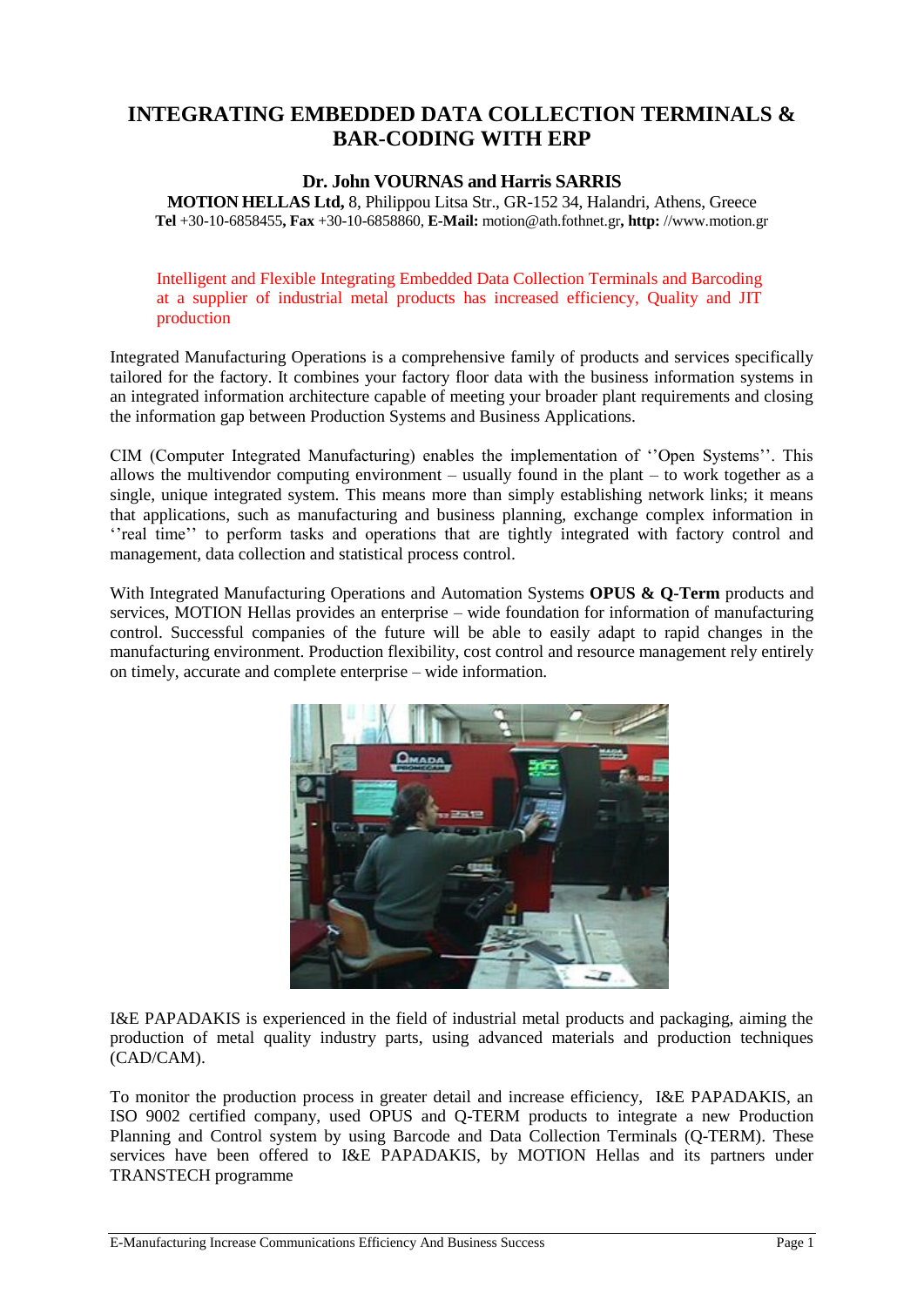# INTEGRATING EMBEDDED DATA COLLECTION TERMINALS & BAR-CODING WITH ERP

**Dr. John VOURNAS and Harris SARRIS**

**MOTION HELLAS Ltd,** 8, Philippou Litsa Str., GR-152 34, Halandri, Athens, Greece
**Tel** +30-10-6858455**, Fax** +30-10-6858860, **E-Mail:** motion@ath.fothnet.gr**, http:** //www.motion.gr

Intelligent and Flexible Integrating Embedded Data Collection Terminals and Barcoding at a supplier of industrial metal products has increased efficiency, Quality and JIT production

Integrated Manufacturing Operations is a comprehensive family of products and services specifically tailored for the factory. It combines your factory floor data with the business information systems in an integrated information architecture capable of meeting your broader plant requirements and closing the information gap between Production Systems and Business Applications.

CIM (Computer Integrated Manufacturing) enables the implementation of ''Open Systems''. This allows the multivendor computing environment – usually found in the plant – to work together as a single, unique integrated system. This means more than simply establishing network links; it means that applications, such as manufacturing and business planning, exchange complex information in ''real time'' to perform tasks and operations that are tightly integrated with factory control and management, data collection and statistical process control.

With Integrated Manufacturing Operations and Automation Systems **OPUS & Q-Term** products and services, MOTION Hellas provides an enterprise – wide foundation for information of manufacturing control. Successful companies of the future will be able to easily adapt to rapid changes in the manufacturing environment. Production flexibility, cost control and resource management rely entirely on timely, accurate and complete enterprise – wide information.

I&E PAPADAKIS is experienced in the field of industrial metal products and packaging, aiming the production of metal quality industry parts, using advanced materials and production techniques (CAD/CAM).

To monitor the production process in greater detail and increase efficiency, I&E PAPADAKIS, an ISO 9002 certified company, used OPUS and Q-TERM products to integrate a new Production Planning and Control system by using Barcode and Data Collection Terminals (Q-TERM). These services have been offered to I&E PAPADAKIS, by MOTION Hellas and its partners under TRANSTECH programme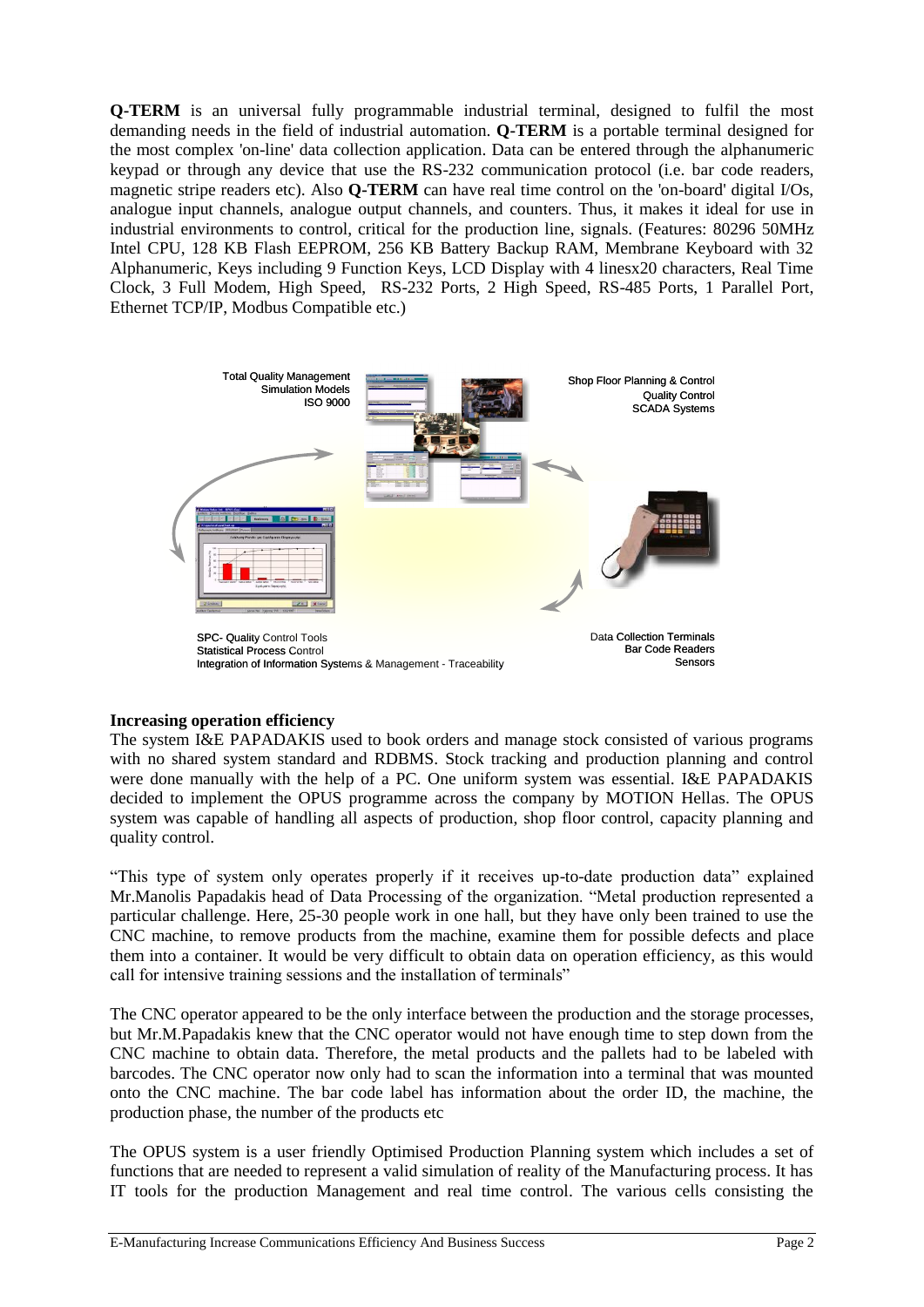**Q-TERM** is an universal fully programmable industrial terminal, designed to fulfil the most demanding needs in the field of industrial automation. **Q-TERM** is a portable terminal designed for the most complex 'on-line' data collection application. Data can be entered through the alphanumeric keypad or through any device that use the RS-232 communication protocol (i.e. bar code readers, magnetic stripe readers etc). Also **Q-TERM** can have real time control on the 'on-board' digital I/Os, analogue input channels, analogue output channels, and counters. Thus, it makes it ideal for use in industrial environments to control, critical for the production line, signals. (Features: 80296 50MHz Intel CPU, 128 KB Flash EEPROM, 256 KB Battery Backup RAM, Membrane Keyboard with 32 Alphanumeric, Keys including 9 Function Keys, LCD Display with 4 linesx20 characters, Real Time Clock, 3 Full Modem, High Speed, RS-232 Ports, 2 High Speed, RS-485 Ports, 1 Parallel Port, Ethernet TCP/IP, Modbus Compatible etc.)

Total Quality Management
Simulation Models
ISO 9000

Shop Floor Planning & Control
Quality Control
SCADA Systems

SPC- Quality Control Tools
Statistical Process Control
Integration of Information Systems & Management - Traceability

Data Collection Terminals
Bar Code Readers
Sensors

**Increasing operation efficiency**

The system I&E PAPADAKIS used to book orders and manage stock consisted of various programs with no shared system standard and RDBMS. Stock tracking and production planning and control were done manually with the help of a PC. One uniform system was essential. I&E PAPADAKIS decided to implement the OPUS programme across the company by MOTION Hellas. The OPUS system was capable of handling all aspects of production, shop floor control, capacity planning and quality control.

"This type of system only operates properly if it receives up-to-date production data" explained Mr.Manolis Papadakis head of Data Processing of the organization. "Metal production represented a particular challenge. Here, 25-30 people work in one hall, but they have only been trained to use the CNC machine, to remove products from the machine, examine them for possible defects and place them into a container. It would be very difficult to obtain data on operation efficiency, as this would call for intensive training sessions and the installation of terminals"

The CNC operator appeared to be the only interface between the production and the storage processes, but Mr.M.Papadakis knew that the CNC operator would not have enough time to step down from the CNC machine to obtain data. Therefore, the metal products and the pallets had to be labeled with barcodes. The CNC operator now only had to scan the information into a terminal that was mounted onto the CNC machine. The bar code label has information about the order ID, the machine, the production phase, the number of the products etc

The OPUS system is a user friendly Optimised Production Planning system which includes a set of functions that are needed to represent a valid simulation of reality of the Manufacturing process. It has IT tools for the production Management and real time control. The various cells consisting the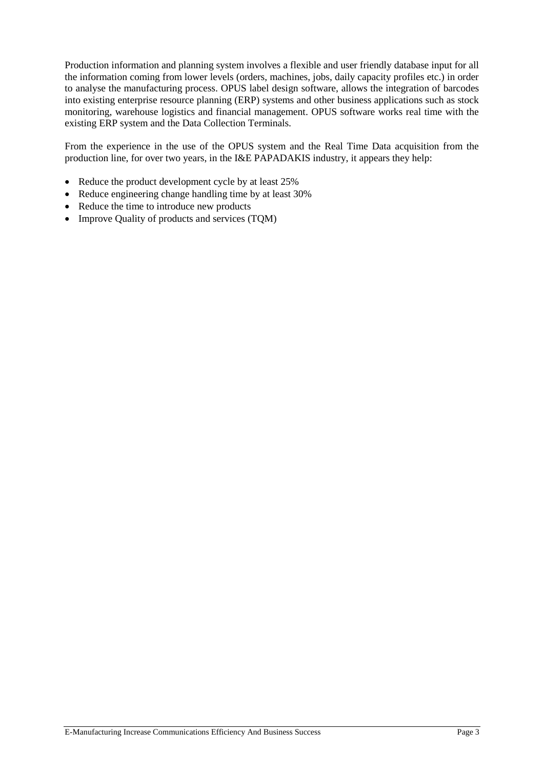Production information and planning system involves a flexible and user friendly database input for all the information coming from lower levels (orders, machines, jobs, daily capacity profiles etc.) in order to analyse the manufacturing process. OPUS label design software, allows the integration of barcodes into existing enterprise resource planning (ERP) systems and other business applications such as stock monitoring, warehouse logistics and financial management. OPUS software works real time with the existing ERP system and the Data Collection Terminals.

From the experience in the use of the OPUS system and the Real Time Data acquisition from the production line, for over two years, in the I&E PAPADAKIS industry, it appears they help:

- Reduce the product development cycle by at least 25%
- Reduce engineering change handling time by at least 30%
- Reduce the time to introduce new products
- Improve Quality of products and services (TQM)